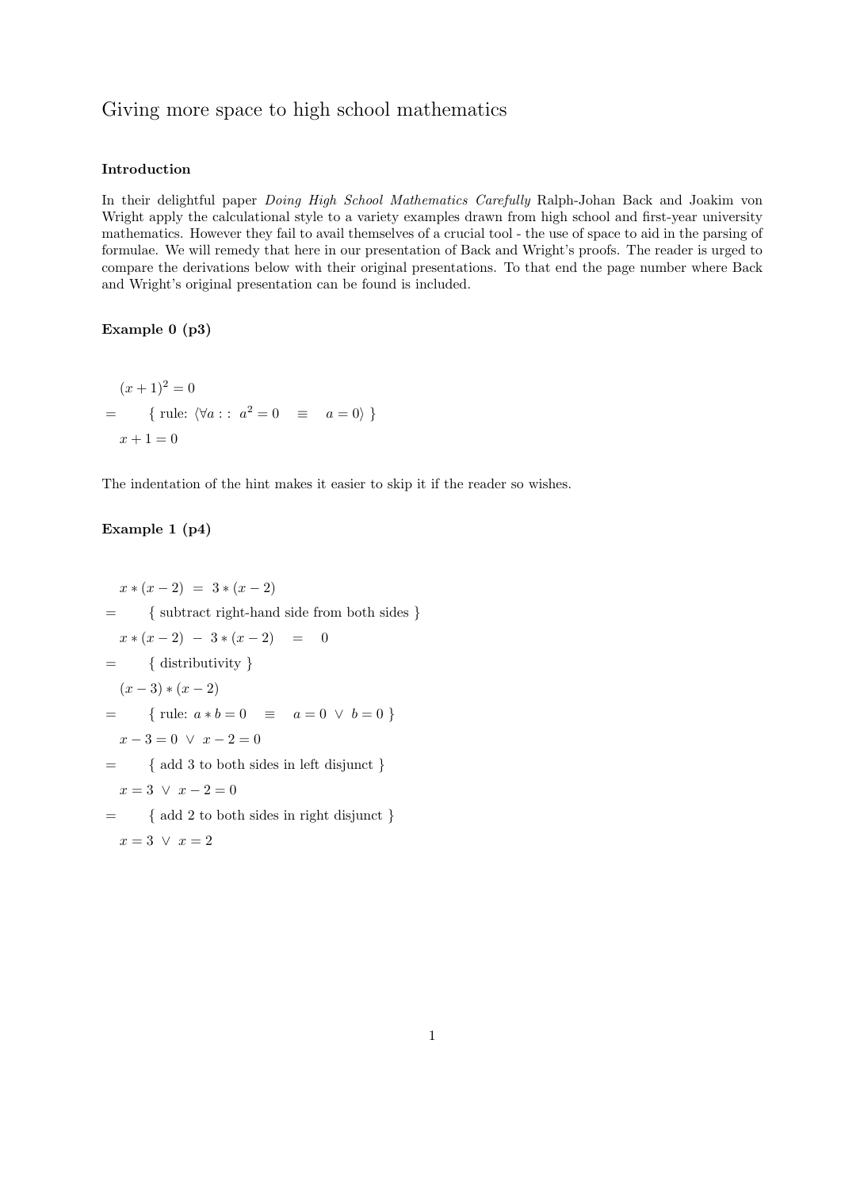# Giving more space to high school mathematics

### Introduction

In their delightful paper *Doing High School Mathematics Carefully* Ralph-Johan Back and Joakim von Wright apply the calculational style to a variety examples drawn from high school and first-year university mathematics. However they fail to avail themselves of a crucial tool - the use of space to aid in the parsing of formulae. We will remedy that here in our presentation of Back and Wright's proofs. The reader is urged to compare the derivations below with their original presentations. To that end the page number where Back and Wright's original presentation can be found is included.

### Example 0 (p3)

$$
\begin{array}{ll}
 & (x+1)^2 = 0 \\
= & \qquad \{ \text{ rule: } \langle \forall a :: \ a^2 = 0 \quad \equiv \quad a = 0 \rangle \ \} \\
 & x + 1 = 0
\end{array}
$$

The indentation of the hint makes it easier to skip it if the reader so wishes.

### Example 1 (p4)

$$
\begin{array}{ll}
 & x * (x-2) \ = \ 3 * (x-2) \\
= & \qquad \{ \text{ subtract right-hand side from both sides } \} \\
 & x * (x-2) \ - \ 3 * (x-2) \quad = \quad 0 \\
= & \qquad \{ \text{ distributivity } \} \\
 & (x-3) * (x-2) \\
= & \qquad \{ \text{ rule: } a * b = 0 \quad \equiv \quad a = 0 \ \vee \ b = 0 \ \} \\
 & x - 3 = 0 \ \vee \ x - 2 = 0 \\
= & \qquad \{ \text{ add 3 to both sides in left disjunct } \} \\
 & x = 3 \ \vee \ x - 2 = 0 \\
= & \qquad \{ \text{ add 2 to both sides in right disjunct } \} \\
 & x = 3 \ \vee \ x = 2
\end{array}
$$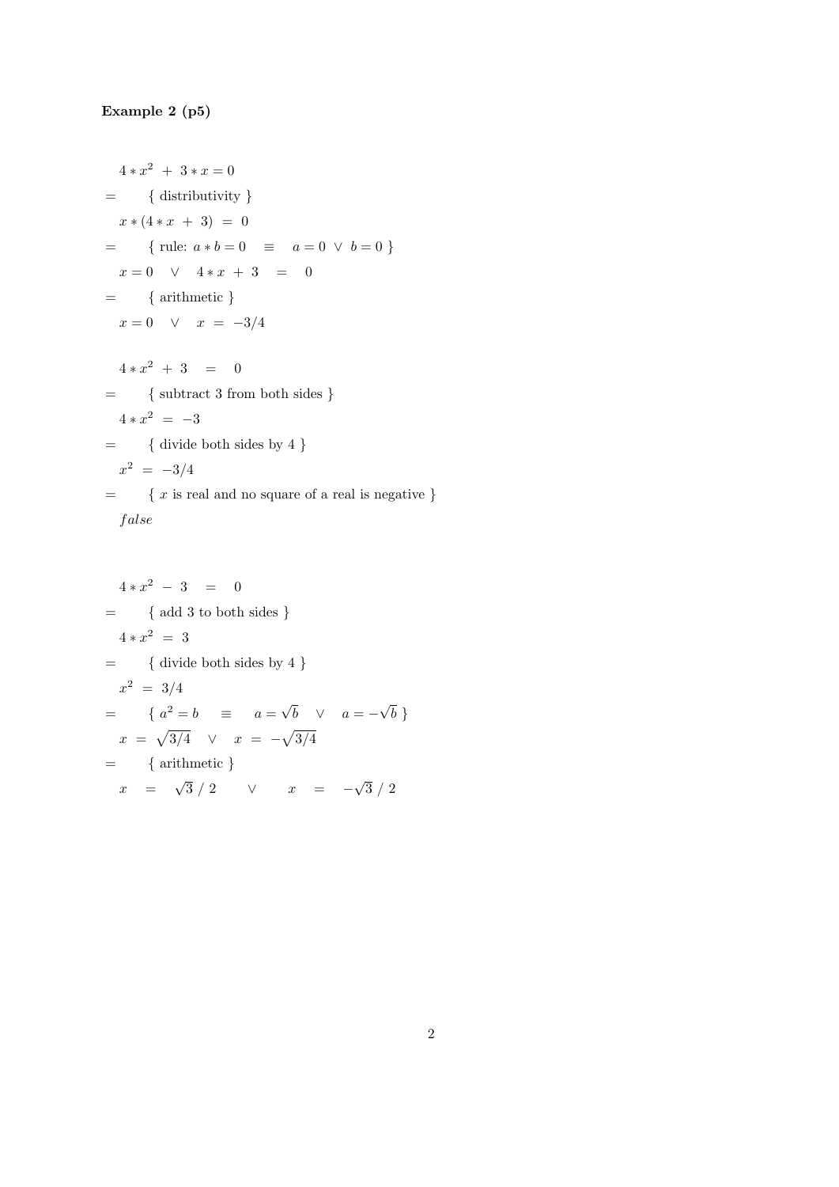**Example 2 (p5)**

$$4 * x^2 \ + \ 3 * x = 0$$

$=$ { distributivity }

$$x * (4 * x \ + \ 3) \ = \ 0$$

$=$ { rule: $a * b = 0 \quad \equiv \quad a = 0 \ \vee \ b = 0$ }

$$x = 0 \quad \vee \quad 4 * x \ + \ 3 \quad = \quad 0$$

$=$ { arithmetic }

$$x = 0 \quad \vee \quad x \ = \ -3/4$$

$$4 * x^2 \ + \ 3 \quad = \quad 0$$

$=$ { subtract 3 from both sides }

$$4 * x^2 \ = \ -3$$

$=$ { divide both sides by 4 }

$$x^2 \ = \ -3/4$$

$=$ { $x$ is real and no square of a real is negative }

$$false$$

$$4 * x^2 \ - \ 3 \quad = \quad 0$$

$=$ { add 3 to both sides }

$$4 * x^2 \ = \ 3$$

$=$ { divide both sides by 4 }

$$x^2 \ = \ 3/4$$

$=$ { $a^2 = b \quad \equiv \quad a = \sqrt{b} \quad \vee \quad a = -\sqrt{b}$ }

$$x \ = \ \sqrt{3/4} \quad \vee \quad x \ = \ -\sqrt{3/4}$$

$=$ { arithmetic }

$$x \quad = \quad \sqrt{3} \ / \ 2 \qquad \vee \qquad x \quad = \quad -\sqrt{3} \ / \ 2$$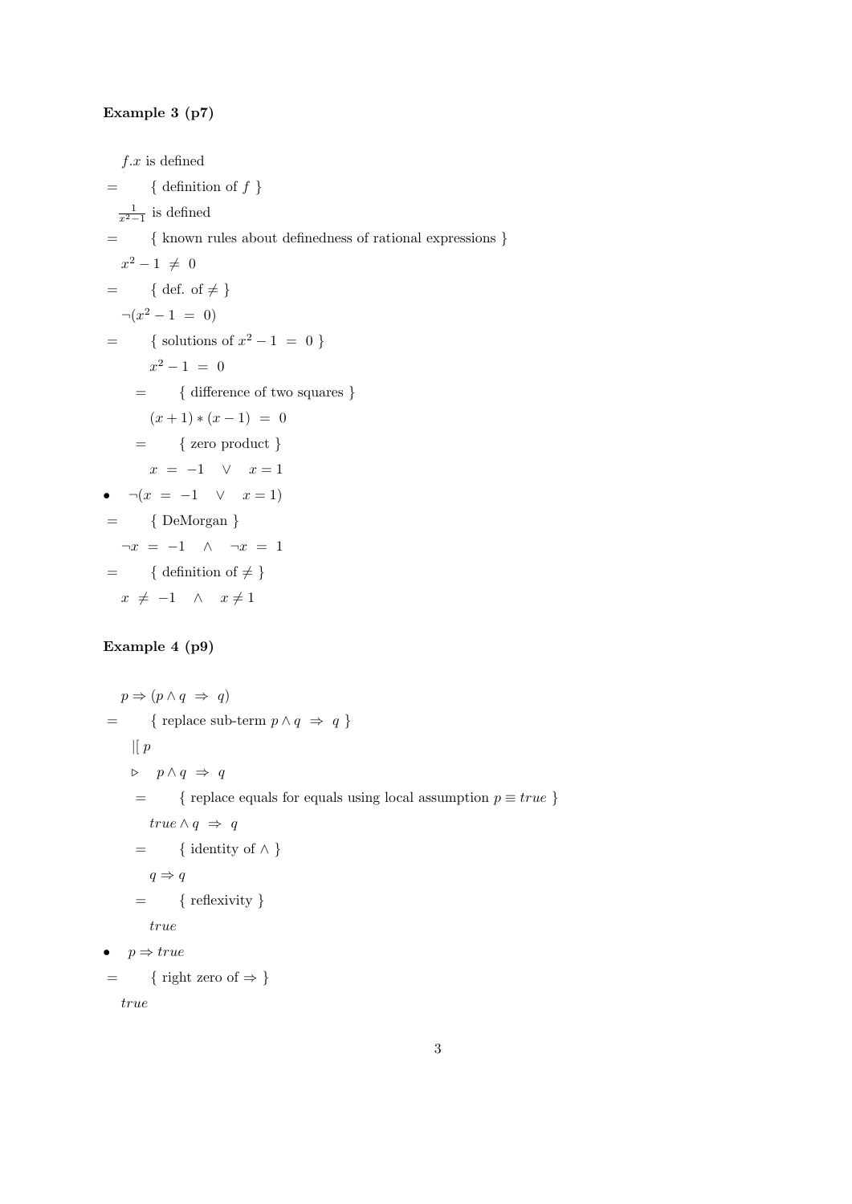**Example 3 (p7)**

$f.x$ is defined

$=$ { definition of $f$ }

$\frac{1}{x^2-1}$ is defined

$=$ { known rules about definedness of rational expressions }

$x^2 - 1 \neq 0$

$=$ { def. of $\neq$ }

$\neg(x^2 - 1 = 0)$

$=$ { solutions of $x^2 - 1 = 0$ }

  $x^2 - 1 = 0$

  $=$ { difference of two squares }

  $(x+1) * (x-1) = 0$

  $=$ { zero product }

  $x = -1 \quad \vee \quad x = 1$

• $\neg(x = -1 \quad \vee \quad x = 1)$

$=$ { DeMorgan }

$\neg x = -1 \quad \wedge \quad \neg x = 1$

$=$ { definition of $\neq$ }

$x \neq -1 \quad \wedge \quad x \neq 1$

**Example 4 (p9)**

$p \Rightarrow (p \wedge q \Rightarrow q)$

$=$ { replace sub-term $p \wedge q \Rightarrow q$ }

  $|[\ p$

  $\triangleright \quad p \wedge q \Rightarrow q$

  $=$ { replace equals for equals using local assumption $p \equiv true$ }

  $true \wedge q \Rightarrow q$

  $=$ { identity of $\wedge$ }

  $q \Rightarrow q$

  $=$ { reflexivity }

  $true$

• $p \Rightarrow true$

$=$ { right zero of $\Rightarrow$ }

$true$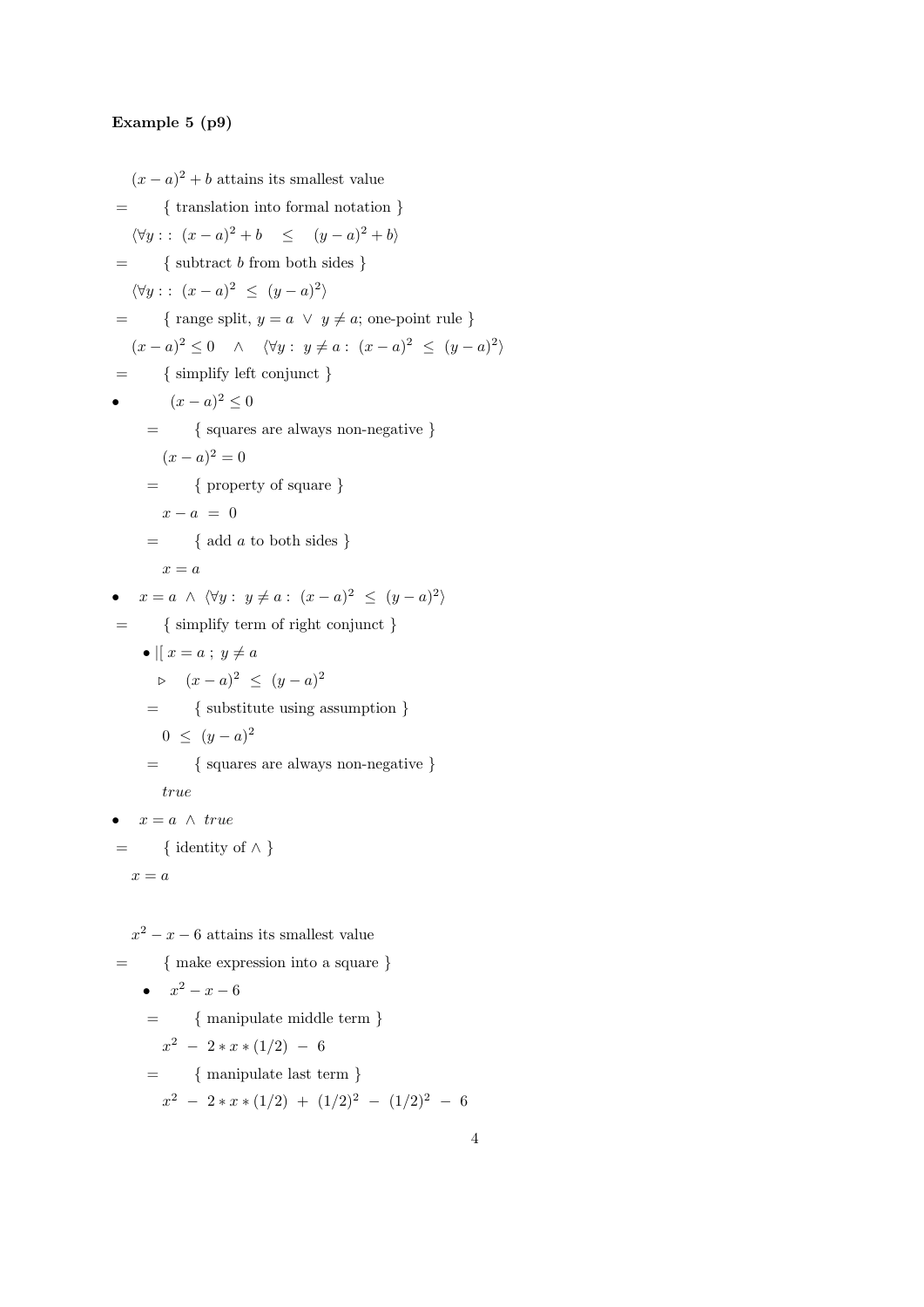**Example 5 (p9)**

$(x-a)^2 + b$ attains its smallest value

$=$ { translation into formal notation }

$\langle \forall y :: (x-a)^2 + b \quad \leq \quad (y-a)^2 + b \rangle$

$=$ { subtract $b$ from both sides }

$\langle \forall y :: (x-a)^2 \ \leq \ (y-a)^2 \rangle$

$=$ { range split, $y = a \ \vee \ y \neq a$; one-point rule }

$(x-a)^2 \leq 0 \quad \wedge \quad \langle \forall y : \ y \neq a : \ (x-a)^2 \ \leq \ (y-a)^2 \rangle$

$=$ { simplify left conjunct }

- $(x-a)^2 \leq 0$

  $=$ { squares are always non-negative }

  $(x-a)^2 = 0$

  $=$ { property of square }

  $x - a \ = \ 0$

  $=$ { add $a$ to both sides }

  $x = a$

- $x = a \ \wedge \ \langle \forall y : \ y \neq a : \ (x-a)^2 \ \leq \ (y-a)^2 \rangle$

$=$ { simplify term of right conjunct }

- $|[ \ x = a \ ; \ y \neq a$

  $\triangleright \quad (x-a)^2 \ \leq \ (y-a)^2$

  $=$ { substitute using assumption }

  $0 \ \leq \ (y-a)^2$

  $=$ { squares are always non-negative }

  *true*

- $x = a \ \wedge \ \mathit{true}$

$=$ { identity of $\wedge$ }

$x = a$

$x^2 - x - 6$ attains its smallest value

$=$ { make expression into a square }

- $x^2 - x - 6$

  $=$ { manipulate middle term }

  $x^2 \ - \ 2 * x * (1/2) \ - \ 6$

  $=$ { manipulate last term }

  $x^2 \ - \ 2 * x * (1/2) \ + \ (1/2)^2 \ - \ (1/2)^2 \ - \ 6$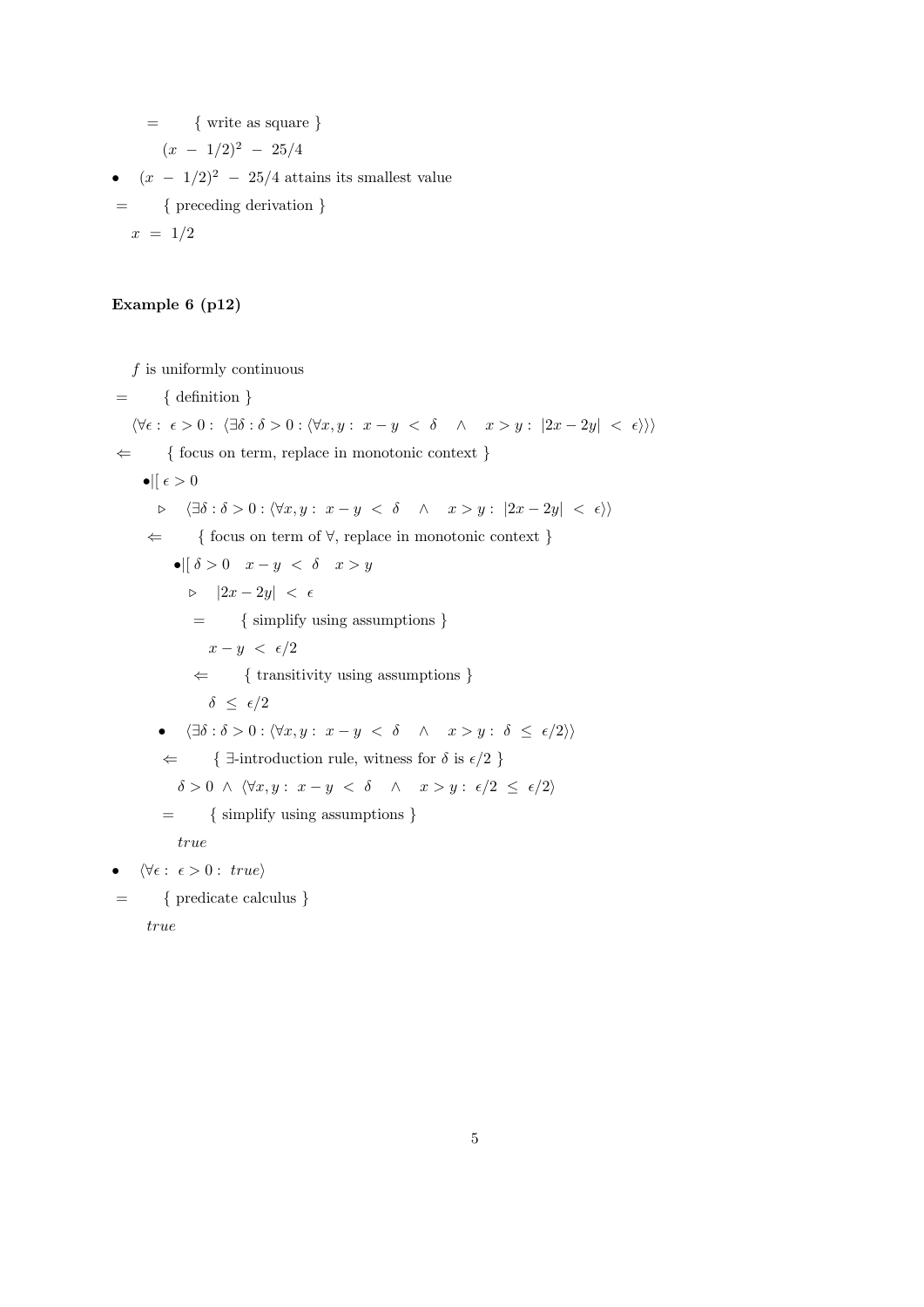$=$ { write as square }

$(x - 1/2)^2 - 25/4$

- $(x - 1/2)^2 - 25/4$ attains its smallest value

$=$ { preceding derivation }

$x = 1/2$

**Example 6 (p12)**

$f$ is uniformly continuous

$=$ { definition }

$\langle \forall \epsilon : \epsilon > 0 : \langle \exists \delta : \delta > 0 : \langle \forall x, y : x - y < \delta \quad \wedge \quad x > y : |2x - 2y| < \epsilon \rangle \rangle \rangle$

$\Leftarrow$ { focus on term, replace in monotonic context }

$\bullet |[ \; \epsilon > 0$

$\triangleright \quad \langle \exists \delta : \delta > 0 : \langle \forall x, y : x - y < \delta \quad \wedge \quad x > y : |2x - 2y| < \epsilon \rangle \rangle$

$\Leftarrow$ { focus on term of $\forall$, replace in monotonic context }

$\bullet |[ \; \delta > 0 \quad x - y < \delta \quad x > y$

$\triangleright \quad |2x - 2y| < \epsilon$

$=$ { simplify using assumptions }

$x - y < \epsilon/2$

$\Leftarrow$ { transitivity using assumptions }

$\delta \leq \epsilon/2$

- $\langle \exists \delta : \delta > 0 : \langle \forall x, y : x - y < \delta \quad \wedge \quad x > y : \delta \leq \epsilon/2 \rangle \rangle$

$\Leftarrow$ { $\exists$-introduction rule, witness for $\delta$ is $\epsilon/2$ }

$\delta > 0 \; \wedge \; \langle \forall x, y : x - y < \delta \quad \wedge \quad x > y : \epsilon/2 \leq \epsilon/2 \rangle$

$=$ { simplify using assumptions }

*true*

- $\langle \forall \epsilon : \epsilon > 0 : \; true \rangle$

$=$ { predicate calculus }

*true*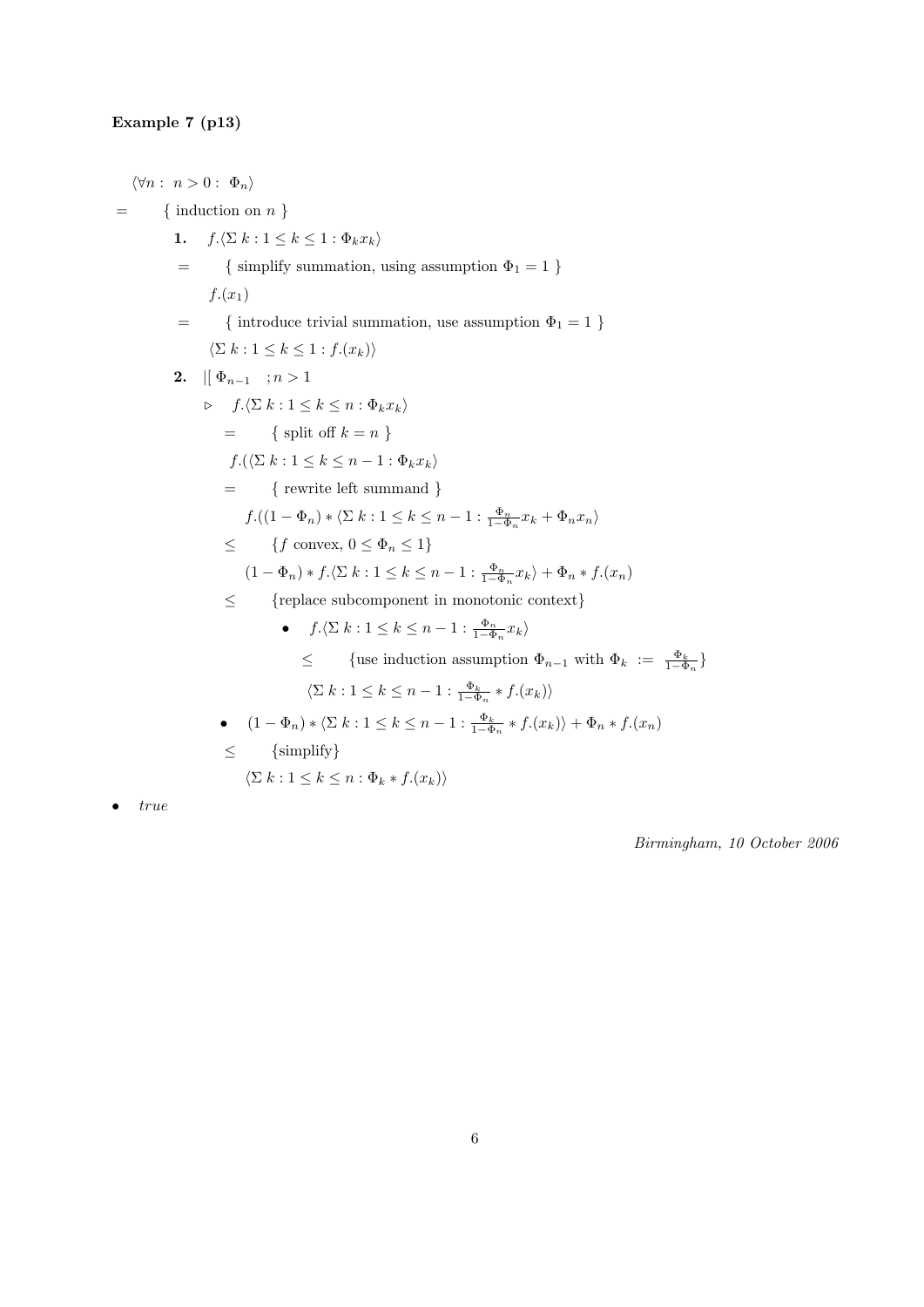**Example 7 (p13)**

$\langle \forall n :\ n > 0 :\ \Phi_n \rangle$

$=$ { induction on $n$ }

**1.** $f.\langle \Sigma\ k : 1 \leq k \leq 1 : \Phi_k x_k \rangle$

$=$ { simplify summation, using assumption $\Phi_1 = 1$ }

$f.(x_1)$

$=$ { introduce trivial summation, use assumption $\Phi_1 = 1$ }

$\langle \Sigma\ k : 1 \leq k \leq 1 : f.(x_k) \rangle$

**2.** $|[\ \Phi_{n-1} \quad ; n > 1$

$\triangleright$ $f.\langle \Sigma\ k : 1 \leq k \leq n : \Phi_k x_k \rangle$

$=$ { split off $k = n$ }

$f.(\langle \Sigma\ k : 1 \leq k \leq n-1 : \Phi_k x_k \rangle$

$=$ { rewrite left summand }

$f.((1 - \Phi_n) * \langle \Sigma\ k : 1 \leq k \leq n-1 : \frac{\Phi_n}{1-\Phi_n} x_k + \Phi_n x_n \rangle$

$\leq$ {$f$ convex, $0 \leq \Phi_n \leq 1$}

$(1 - \Phi_n) * f.\langle \Sigma\ k : 1 \leq k \leq n-1 : \frac{\Phi_n}{1-\Phi_n} x_k \rangle + \Phi_n * f.(x_n)$

$\leq$ {replace subcomponent in monotonic context}

- $f.\langle \Sigma\ k : 1 \leq k \leq n-1 : \frac{\Phi_n}{1-\Phi_n} x_k \rangle$

  $\leq$ {use induction assumption $\Phi_{n-1}$ with $\Phi_k := \frac{\Phi_k}{1-\Phi_n}$}

  $\langle \Sigma\ k : 1 \leq k \leq n-1 : \frac{\Phi_k}{1-\Phi_n} * f.(x_k) \rangle$

- $(1 - \Phi_n) * \langle \Sigma\ k : 1 \leq k \leq n-1 : \frac{\Phi_k}{1-\Phi_n} * f.(x_k) \rangle + \Phi_n * f.(x_n)$

$\leq$ {simplify}

$\langle \Sigma\ k : 1 \leq k \leq n : \Phi_k * f.(x_k) \rangle$

- *true*

*Birmingham, 10 October 2006*